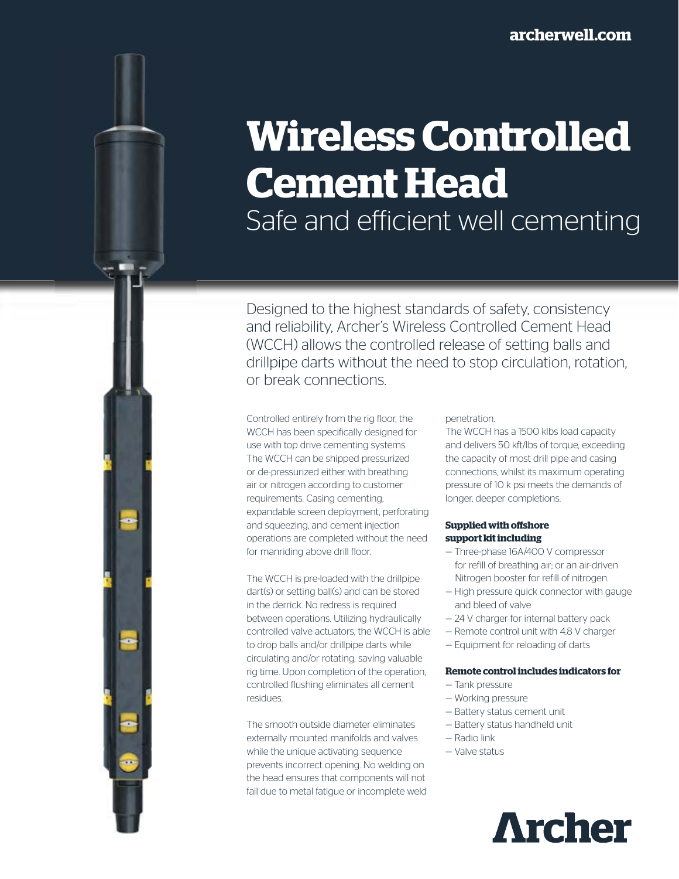archerwell.com

# Wireless Controlled Cement Head

## Safe and efficient well cementing

Designed to the highest standards of safety, consistency and reliability, Archer's Wireless Controlled Cement Head (WCCH) allows the controlled release of setting balls and drillpipe darts without the need to stop circulation, rotation, or break connections.

Controlled entirely from the rig floor, the WCCH has been specifically designed for use with top drive cementing systems. The WCCH can be shipped pressurized or de-pressurized either with breathing air or nitrogen according to customer requirements. Casing cementing, expandable screen deployment, perforating and squeezing, and cement injection operations are completed without the need for manriding above drill floor.

The WCCH is pre-loaded with the drillpipe dart(s) or setting ball(s) and can be stored in the derrick. No redress is required between operations. Utilizing hydraulically controlled valve actuators, the WCCH is able to drop balls and/or drillpipe darts while circulating and/or rotating, saving valuable rig time. Upon completion of the operation, controlled flushing eliminates all cement residues.

The smooth outside diameter eliminates externally mounted manifolds and valves while the unique activating sequence prevents incorrect opening. No welding on the head ensures that components will not fail due to metal fatigue or incomplete weld penetration.

The WCCH has a 1500 klbs load capacity and delivers 50 kft/lbs of torque, exceeding the capacity of most drill pipe and casing connections, whilst its maximum operating pressure of 10 k psi meets the demands of longer, deeper completions.

**Supplied with offshore support kit including**

- Three-phase 16A/400 V compressor for refill of breathing air; or an air-driven Nitrogen booster for refill of nitrogen.
- High pressure quick connector with gauge and bleed of valve
- 24 V charger for internal battery pack
- Remote control unit with 4.8 V charger
- Equipment for reloading of darts

**Remote control includes indicators for**

- Tank pressure
- Working pressure
- Battery status cement unit
- Battery status handheld unit
- Radio link
- Valve status

Archer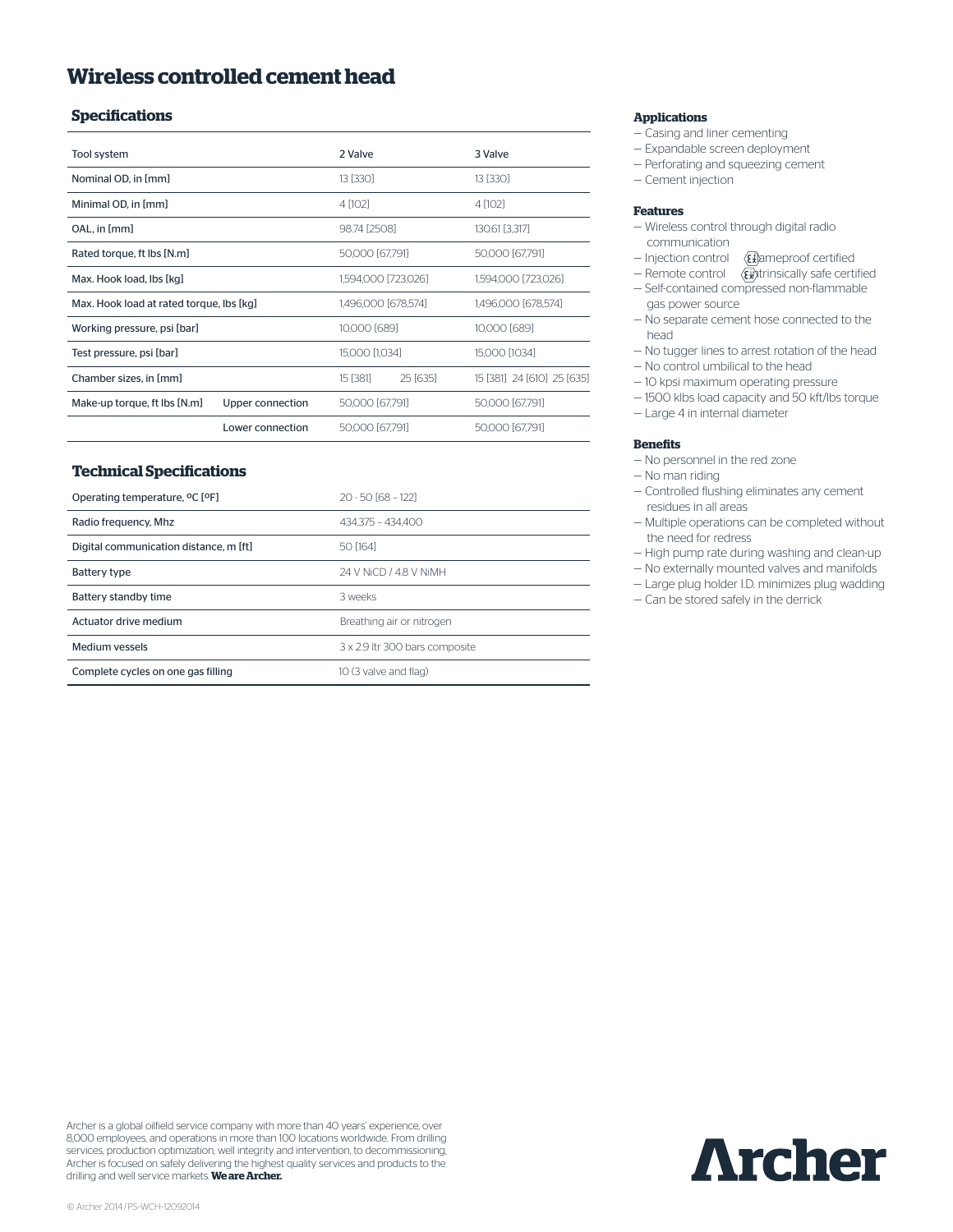# Wireless controlled cement head

## Specifications

| Tool system | | 2 Valve | 3 Valve |
|---|---|---|---|
| Nominal OD, in [mm] | | 13 [330] | 13 [330] |
| Minimal OD, in [mm] | | 4 [102] | 4 [102] |
| OAL, in [mm] | | 98.74 [2508] | 130.61 [3,317] |
| Rated torque, ft lbs [N.m] | | 50,000 [67,791] | 50,000 [67,791] |
| Max. Hook load, lbs [kg] | | 1,594,000 [723,026] | 1,594,000 [723,026] |
| Max. Hook load at rated torque, lbs [kg] | | 1,496,000 [678,574] | 1,496,000 [678,574] |
| Working pressure, psi [bar] | | 10,000 [689] | 10,000 [689] |
| Test pressure, psi [bar] | | 15,000 [1,034] | 15,000 [1034] |
| Chamber sizes, in [mm] | | 15 [381] 25 [635] | 15 [381] 24 [610] 25 [635] |
| Make-up torque, ft lbs [N.m] | Upper connection | 50,000 [67,791] | 50,000 [67,791] |
| | Lower connection | 50,000 [67,791] | 50,000 [67,791] |

## Technical Specifications

| | |
|---|---|
| Operating temperature, ºC [ºF] | 20 - 50 [68 – 122] |
| Radio frequency, Mhz | 434,375 – 434,400 |
| Digital communication distance, m [ft] | 50 [164] |
| Battery type | 24 V NiCD / 4.8 V NiMH |
| Battery standby time | 3 weeks |
| Actuator drive medium | Breathing air or nitrogen |
| Medium vessels | 3 x 2.9 ltr 300 bars composite |
| Complete cycles on one gas filling | 10 (3 valve and flag) |

### Applications

- Casing and liner cementing
- Expandable screen deployment
- Perforating and squeezing cement
- Cement injection

### Features

- Wireless control through digital radio communication
- Injection control Ex flameproof certified
- Remote control Ex intrinsically safe certified
- Self-contained compressed non-flammable gas power source
- No separate cement hose connected to the head
- No tugger lines to arrest rotation of the head
- No control umbilical to the head
- 10 kpsi maximum operating pressure
- 1500 klbs load capacity and 50 kft/lbs torque
- Large 4 in internal diameter

### Benefits

- No personnel in the red zone
- No man riding
- Controlled flushing eliminates any cement residues in all areas
- Multiple operations can be completed without the need for redress
- High pump rate during washing and clean-up
- No externally mounted valves and manifolds
- Large plug holder I.D. minimizes plug wadding
- Can be stored safely in the derrick

Archer is a global oilfield service company with more than 40 years' experience, over 8,000 employees, and operations in more than 100 locations worldwide. From drilling services, production optimization, well integrity and intervention, to decommissioning, Archer is focused on safely delivering the highest quality services and products to the drilling and well service markets. **We are Archer.**

Archer

© Archer 2014 / PS-WCH-12092014